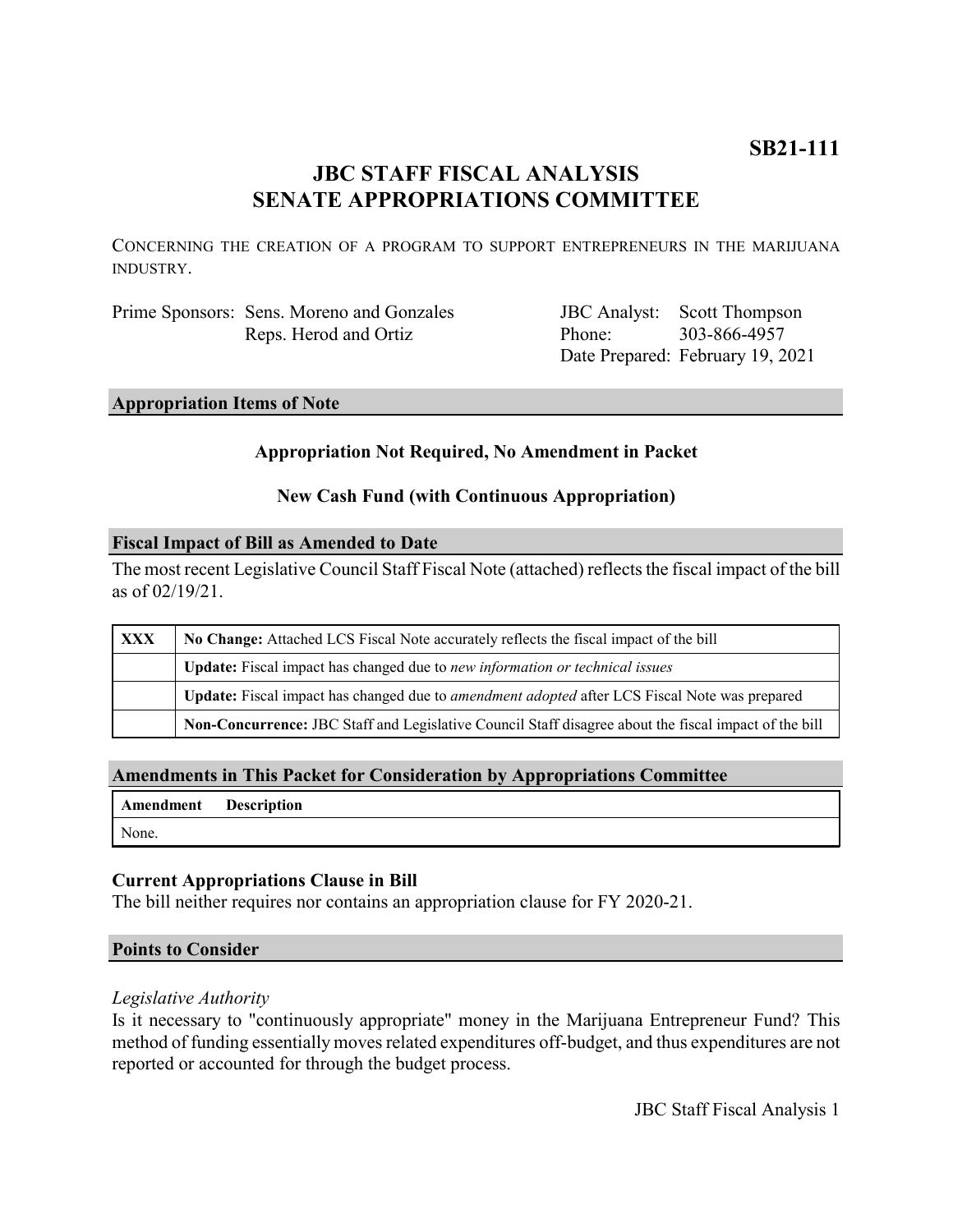**SB21-111**

# JBC STAFF FISCAL ANALYSIS
# SENATE APPROPRIATIONS COMMITTEE

CONCERNING THE CREATION OF A PROGRAM TO SUPPORT ENTREPRENEURS IN THE MARIJUANA INDUSTRY.

| | | | |
|---|---|---|---|
| Prime Sponsors: | Sens. Moreno and Gonzales<br>Reps. Herod and Ortiz | JBC Analyst: | Scott Thompson |
| | | Phone: | 303-866-4957 |
| | | Date Prepared: | February 19, 2021 |

## Appropriation Items of Note

**Appropriation Not Required, No Amendment in Packet**

**New Cash Fund (with Continuous Appropriation)**

## Fiscal Impact of Bill as Amended to Date

The most recent Legislative Council Staff Fiscal Note (attached) reflects the fiscal impact of the bill as of 02/19/21.

| | |
|---|---|
| **XXX** | **No Change:** Attached LCS Fiscal Note accurately reflects the fiscal impact of the bill |
| | **Update:** Fiscal impact has changed due to *new information or technical issues* |
| | **Update:** Fiscal impact has changed due to *amendment adopted* after LCS Fiscal Note was prepared |
| | **Non-Concurrence:** JBC Staff and Legislative Council Staff disagree about the fiscal impact of the bill |

## Amendments in This Packet for Consideration by Appropriations Committee

| Amendment | Description |
|---|---|
| None. | |

### Current Appropriations Clause in Bill

The bill neither requires nor contains an appropriation clause for FY 2020-21.

## Points to Consider

*Legislative Authority*

Is it necessary to "continuously appropriate" money in the Marijuana Entrepreneur Fund? This method of funding essentially moves related expenditures off-budget, and thus expenditures are not reported or accounted for through the budget process.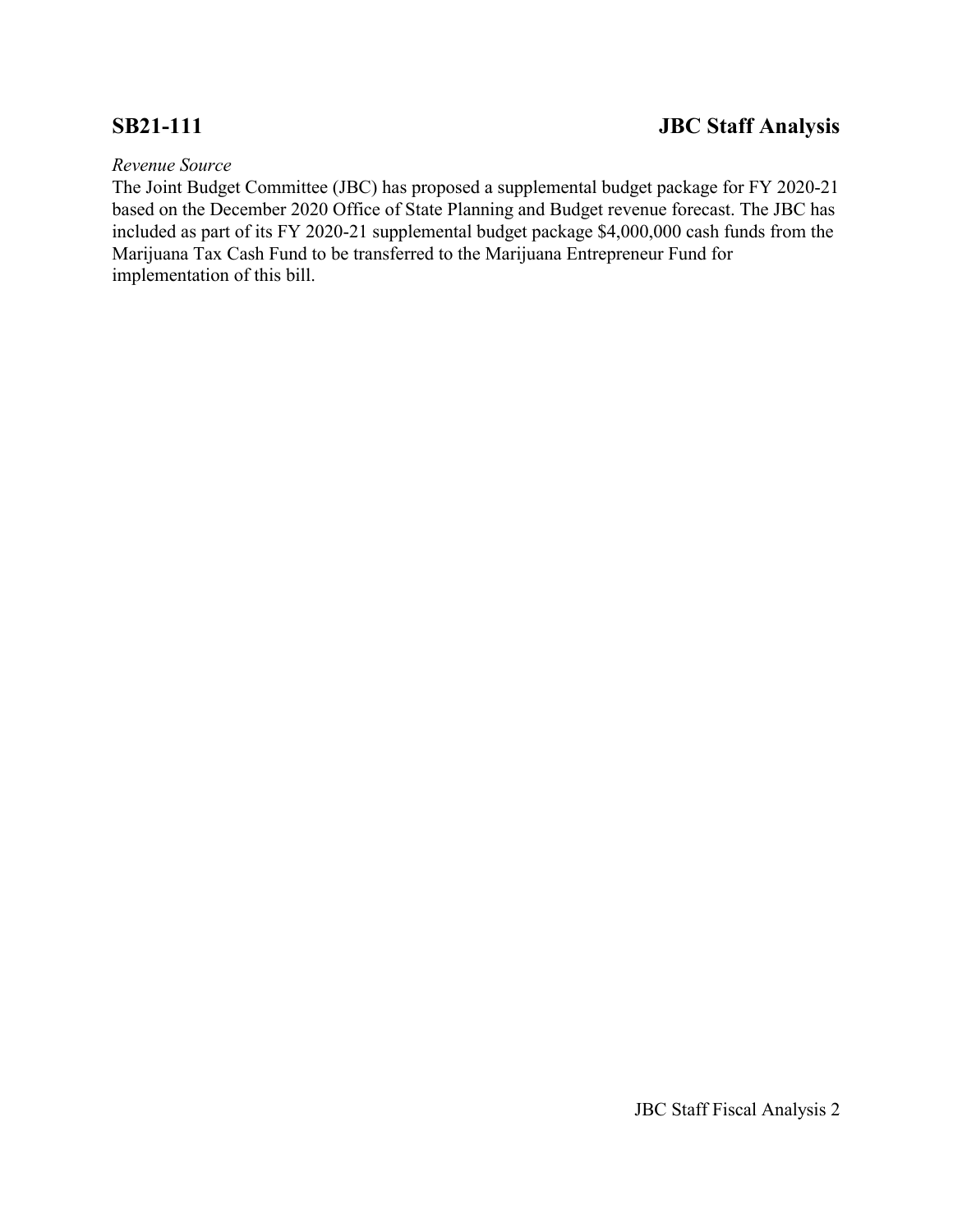*Revenue Source*

The Joint Budget Committee (JBC) has proposed a supplemental budget package for FY 2020-21 based on the December 2020 Office of State Planning and Budget revenue forecast. The JBC has included as part of its FY 2020-21 supplemental budget package $4,000,000 cash funds from the Marijuana Tax Cash Fund to be transferred to the Marijuana Entrepreneur Fund for implementation of this bill.